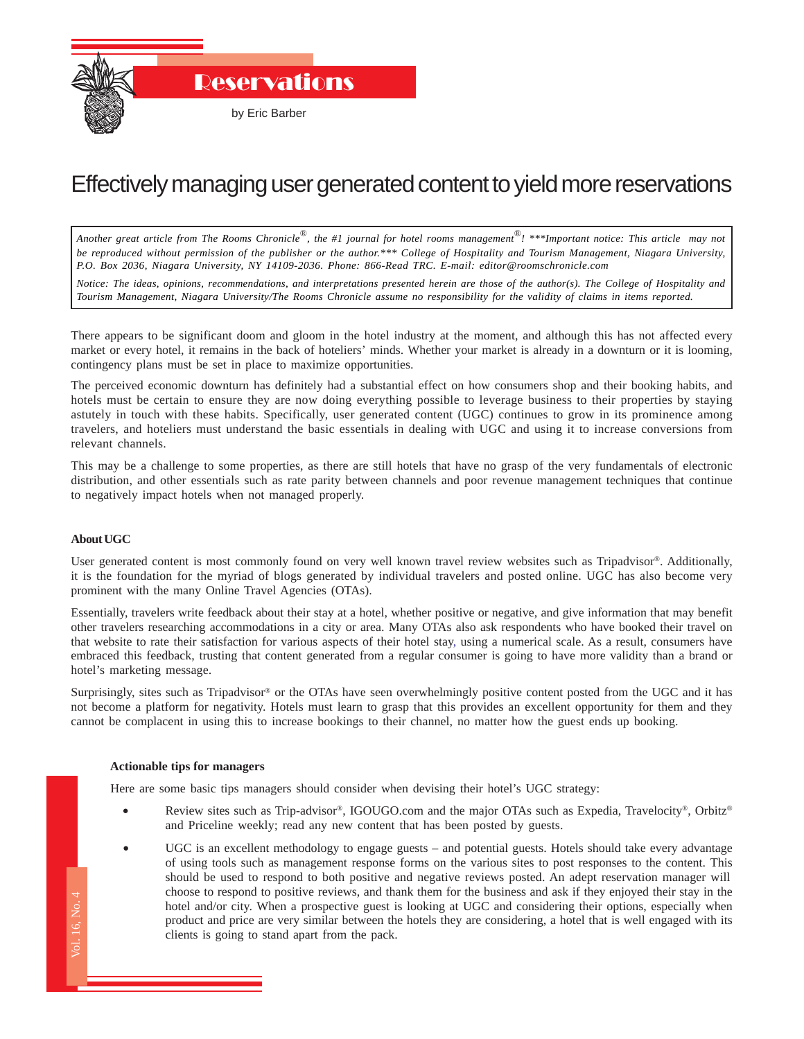# Reservations

by Eric Barber

## Effectively managing user generated content to yield more reservations

*Another great article from The Rooms Chronicle®, the #1 journal for hotel rooms management®! \*\*\*Important notice: This article may not be reproduced without permission of the publisher or the author.\*\*\* College of Hospitality and Tourism Management, Niagara University, P.O. Box 2036, Niagara University, NY 14109-2036. Phone: 866-Read TRC. E-mail: editor@roomschronicle.com*

*Notice: The ideas, opinions, recommendations, and interpretations presented herein are those of the author(s). The College of Hospitality and Tourism Management, Niagara University/The Rooms Chronicle assume no responsibility for the validity of claims in items reported.*

There appears to be significant doom and gloom in the hotel industry at the moment, and although this has not affected every market or every hotel, it remains in the back of hoteliers' minds. Whether your market is already in a downturn or it is looming, contingency plans must be set in place to maximize opportunities.

The perceived economic downturn has definitely had a substantial effect on how consumers shop and their booking habits, and hotels must be certain to ensure they are now doing everything possible to leverage business to their properties by staying astutely in touch with these habits. Specifically, user generated content (UGC) continues to grow in its prominence among travelers, and hoteliers must understand the basic essentials in dealing with UGC and using it to increase conversions from relevant channels.

This may be a challenge to some properties, as there are still hotels that have no grasp of the very fundamentals of electronic distribution, and other essentials such as rate parity between channels and poor revenue management techniques that continue to negatively impact hotels when not managed properly.

**About UGC**

User generated content is most commonly found on very well known travel review websites such as Tripadvisor®. Additionally, it is the foundation for the myriad of blogs generated by individual travelers and posted online. UGC has also become very prominent with the many Online Travel Agencies (OTAs).

Essentially, travelers write feedback about their stay at a hotel, whether positive or negative, and give information that may benefit other travelers researching accommodations in a city or area. Many OTAs also ask respondents who have booked their travel on that website to rate their satisfaction for various aspects of their hotel stay, using a numerical scale. As a result, consumers have embraced this feedback, trusting that content generated from a regular consumer is going to have more validity than a brand or hotel's marketing message.

Surprisingly, sites such as Tripadvisor® or the OTAs have seen overwhelmingly positive content posted from the UGC and it has not become a platform for negativity. Hotels must learn to grasp that this provides an excellent opportunity for them and they cannot be complacent in using this to increase bookings to their channel, no matter how the guest ends up booking.

**Actionable tips for managers**

Here are some basic tips managers should consider when devising their hotel's UGC strategy:

- Review sites such as Trip-advisor®, IGOUGO.com and the major OTAs such as Expedia, Travelocity®, Orbitz® and Priceline weekly; read any new content that has been posted by guests.
- UGC is an excellent methodology to engage guests – and potential guests. Hotels should take every advantage of using tools such as management response forms on the various sites to post responses to the content. This should be used to respond to both positive and negative reviews posted. An adept reservation manager will choose to respond to positive reviews, and thank them for the business and ask if they enjoyed their stay in the hotel and/or city. When a prospective guest is looking at UGC and considering their options, especially when product and price are very similar between the hotels they are considering, a hotel that is well engaged with its clients is going to stand apart from the pack.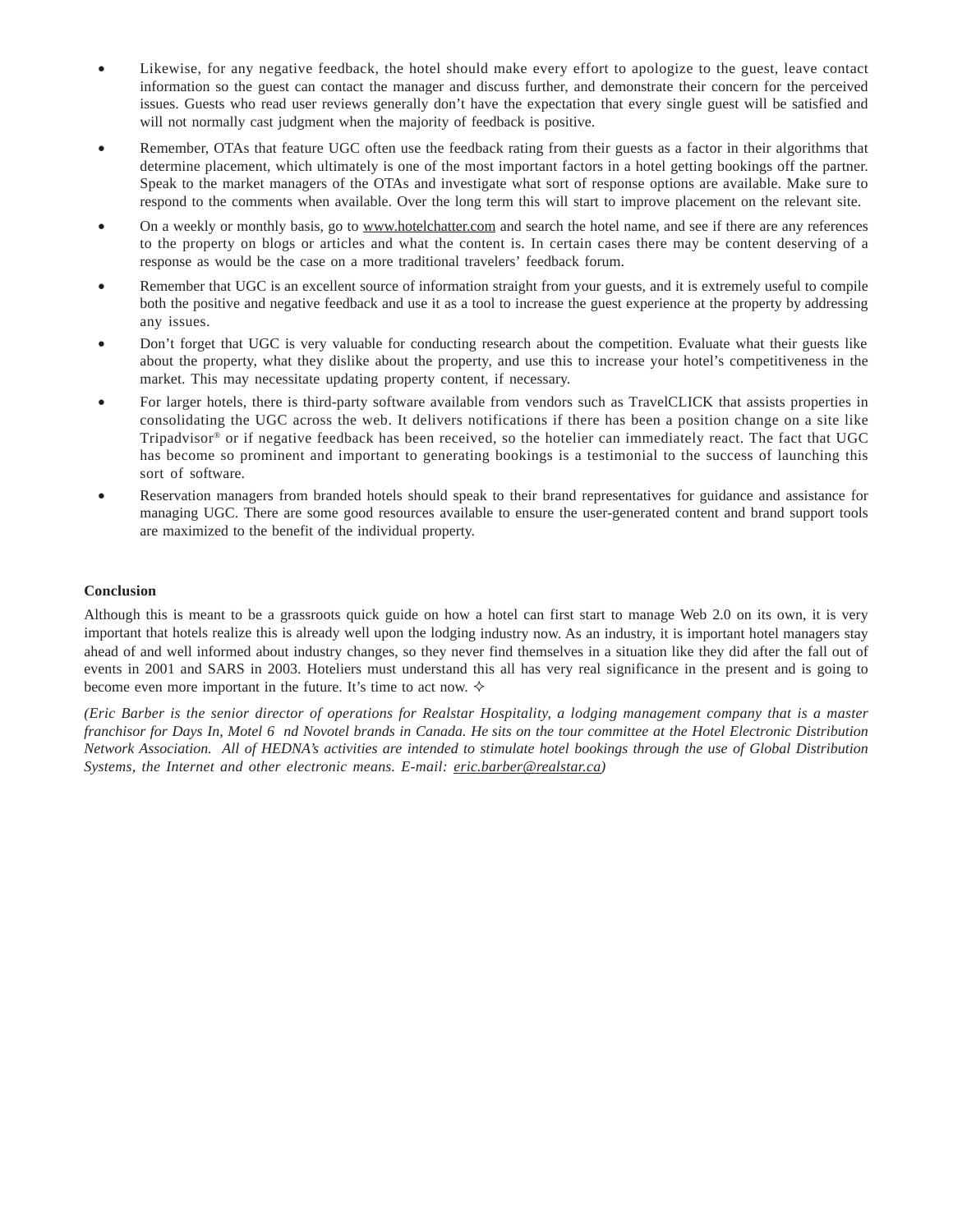- Likewise, for any negative feedback, the hotel should make every effort to apologize to the guest, leave contact information so the guest can contact the manager and discuss further, and demonstrate their concern for the perceived issues. Guests who read user reviews generally don't have the expectation that every single guest will be satisfied and will not normally cast judgment when the majority of feedback is positive.
- Remember, OTAs that feature UGC often use the feedback rating from their guests as a factor in their algorithms that determine placement, which ultimately is one of the most important factors in a hotel getting bookings off the partner. Speak to the market managers of the OTAs and investigate what sort of response options are available. Make sure to respond to the comments when available. Over the long term this will start to improve placement on the relevant site.
- On a weekly or monthly basis, go to www.hotelchatter.com and search the hotel name, and see if there are any references to the property on blogs or articles and what the content is. In certain cases there may be content deserving of a response as would be the case on a more traditional travelers' feedback forum.
- Remember that UGC is an excellent source of information straight from your guests, and it is extremely useful to compile both the positive and negative feedback and use it as a tool to increase the guest experience at the property by addressing any issues.
- Don't forget that UGC is very valuable for conducting research about the competition. Evaluate what their guests like about the property, what they dislike about the property, and use this to increase your hotel's competitiveness in the market. This may necessitate updating property content, if necessary.
- For larger hotels, there is third-party software available from vendors such as TravelCLICK that assists properties in consolidating the UGC across the web. It delivers notifications if there has been a position change on a site like Tripadvisor® or if negative feedback has been received, so the hotelier can immediately react. The fact that UGC has become so prominent and important to generating bookings is a testimonial to the success of launching this sort of software.
- Reservation managers from branded hotels should speak to their brand representatives for guidance and assistance for managing UGC. There are some good resources available to ensure the user-generated content and brand support tools are maximized to the benefit of the individual property.

**Conclusion**

Although this is meant to be a grassroots quick guide on how a hotel can first start to manage Web 2.0 on its own, it is very important that hotels realize this is already well upon the lodging industry now. As an industry, it is important hotel managers stay ahead of and well informed about industry changes, so they never find themselves in a situation like they did after the fall out of events in 2001 and SARS in 2003. Hoteliers must understand this all has very real significance in the present and is going to become even more important in the future. It's time to act now. ✧

*(Eric Barber is the senior director of operations for Realstar Hospitality, a lodging management company that is a master franchisor for Days In, Motel 6 nd Novotel brands in Canada. He sits on the tour committee at the Hotel Electronic Distribution Network Association. All of HEDNA's activities are intended to stimulate hotel bookings through the use of Global Distribution Systems, the Internet and other electronic means. E-mail: eric.barber@realstar.ca)*